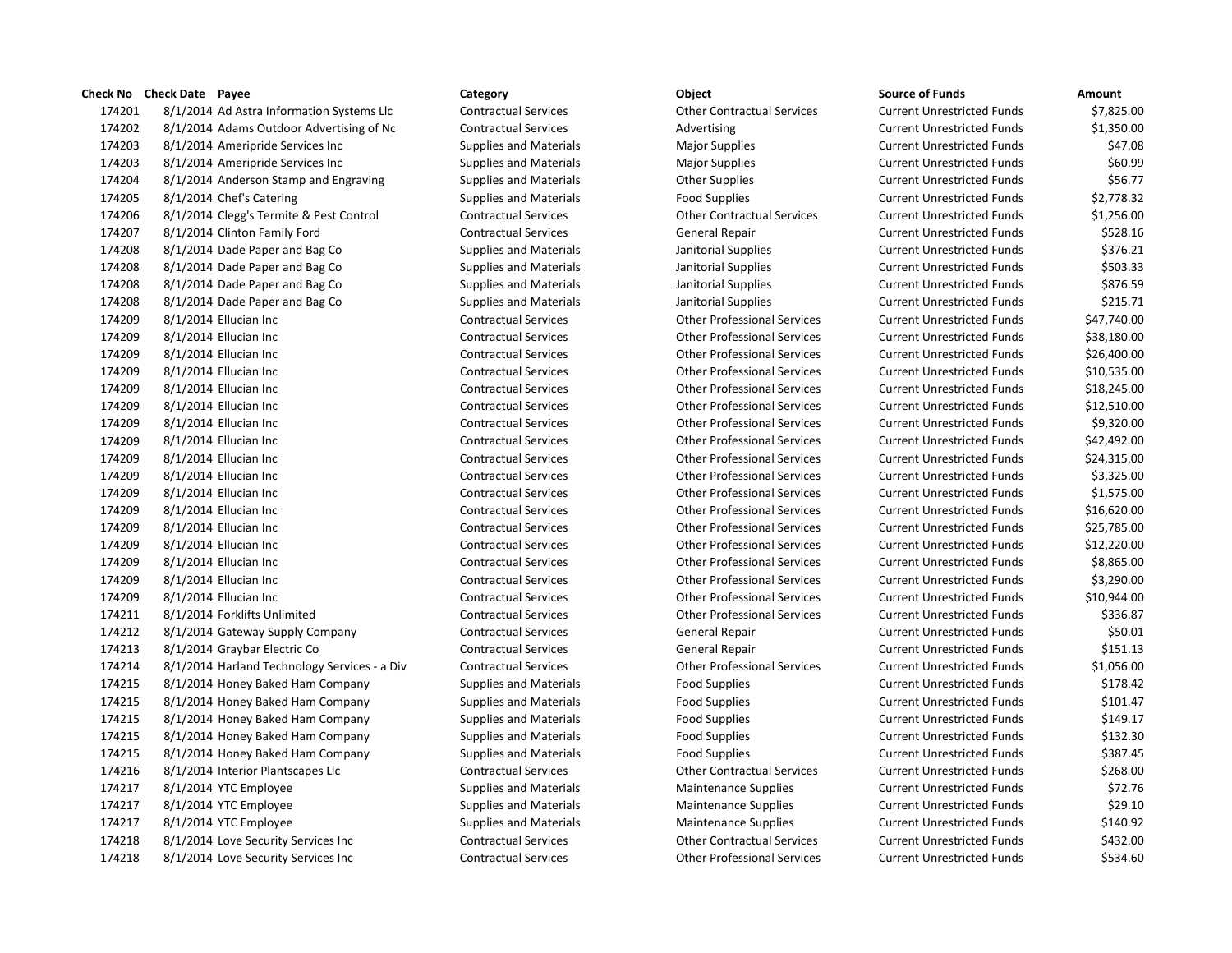| Check No | Check Date | Payee | Category | Object | Source of Funds | Amount |
|---|---|---|---|---|---|---|
| 174201 | 8/1/2014 | Ad Astra Information Systems Llc | Contractual Services | Other Contractual Services | Current Unrestricted Funds | $7,825.00 |
| 174202 | 8/1/2014 | Adams Outdoor Advertising of Nc | Contractual Services | Advertising | Current Unrestricted Funds | $1,350.00 |
| 174203 | 8/1/2014 | Ameripride Services Inc | Supplies and Materials | Major Supplies | Current Unrestricted Funds | $47.08 |
| 174203 | 8/1/2014 | Ameripride Services Inc | Supplies and Materials | Major Supplies | Current Unrestricted Funds | $60.99 |
| 174204 | 8/1/2014 | Anderson Stamp and Engraving | Supplies and Materials | Other Supplies | Current Unrestricted Funds | $56.77 |
| 174205 | 8/1/2014 | Chef's Catering | Supplies and Materials | Food Supplies | Current Unrestricted Funds | $2,778.32 |
| 174206 | 8/1/2014 | Clegg's Termite & Pest Control | Contractual Services | Other Contractual Services | Current Unrestricted Funds | $1,256.00 |
| 174207 | 8/1/2014 | Clinton Family Ford | Contractual Services | General Repair | Current Unrestricted Funds | $528.16 |
| 174208 | 8/1/2014 | Dade Paper and Bag Co | Supplies and Materials | Janitorial Supplies | Current Unrestricted Funds | $376.21 |
| 174208 | 8/1/2014 | Dade Paper and Bag Co | Supplies and Materials | Janitorial Supplies | Current Unrestricted Funds | $503.33 |
| 174208 | 8/1/2014 | Dade Paper and Bag Co | Supplies and Materials | Janitorial Supplies | Current Unrestricted Funds | $876.59 |
| 174208 | 8/1/2014 | Dade Paper and Bag Co | Supplies and Materials | Janitorial Supplies | Current Unrestricted Funds | $215.71 |
| 174209 | 8/1/2014 | Ellucian Inc | Contractual Services | Other Professional Services | Current Unrestricted Funds | $47,740.00 |
| 174209 | 8/1/2014 | Ellucian Inc | Contractual Services | Other Professional Services | Current Unrestricted Funds | $38,180.00 |
| 174209 | 8/1/2014 | Ellucian Inc | Contractual Services | Other Professional Services | Current Unrestricted Funds | $26,400.00 |
| 174209 | 8/1/2014 | Ellucian Inc | Contractual Services | Other Professional Services | Current Unrestricted Funds | $10,535.00 |
| 174209 | 8/1/2014 | Ellucian Inc | Contractual Services | Other Professional Services | Current Unrestricted Funds | $18,245.00 |
| 174209 | 8/1/2014 | Ellucian Inc | Contractual Services | Other Professional Services | Current Unrestricted Funds | $12,510.00 |
| 174209 | 8/1/2014 | Ellucian Inc | Contractual Services | Other Professional Services | Current Unrestricted Funds | $9,320.00 |
| 174209 | 8/1/2014 | Ellucian Inc | Contractual Services | Other Professional Services | Current Unrestricted Funds | $42,492.00 |
| 174209 | 8/1/2014 | Ellucian Inc | Contractual Services | Other Professional Services | Current Unrestricted Funds | $24,315.00 |
| 174209 | 8/1/2014 | Ellucian Inc | Contractual Services | Other Professional Services | Current Unrestricted Funds | $3,325.00 |
| 174209 | 8/1/2014 | Ellucian Inc | Contractual Services | Other Professional Services | Current Unrestricted Funds | $1,575.00 |
| 174209 | 8/1/2014 | Ellucian Inc | Contractual Services | Other Professional Services | Current Unrestricted Funds | $16,620.00 |
| 174209 | 8/1/2014 | Ellucian Inc | Contractual Services | Other Professional Services | Current Unrestricted Funds | $25,785.00 |
| 174209 | 8/1/2014 | Ellucian Inc | Contractual Services | Other Professional Services | Current Unrestricted Funds | $12,220.00 |
| 174209 | 8/1/2014 | Ellucian Inc | Contractual Services | Other Professional Services | Current Unrestricted Funds | $8,865.00 |
| 174209 | 8/1/2014 | Ellucian Inc | Contractual Services | Other Professional Services | Current Unrestricted Funds | $3,290.00 |
| 174209 | 8/1/2014 | Ellucian Inc | Contractual Services | Other Professional Services | Current Unrestricted Funds | $10,944.00 |
| 174211 | 8/1/2014 | Forklifts Unlimited | Contractual Services | Other Professional Services | Current Unrestricted Funds | $336.87 |
| 174212 | 8/1/2014 | Gateway Supply Company | Contractual Services | General Repair | Current Unrestricted Funds | $50.01 |
| 174213 | 8/1/2014 | Graybar Electric Co | Contractual Services | General Repair | Current Unrestricted Funds | $151.13 |
| 174214 | 8/1/2014 | Harland Technology Services - a Div | Contractual Services | Other Professional Services | Current Unrestricted Funds | $1,056.00 |
| 174215 | 8/1/2014 | Honey Baked Ham Company | Supplies and Materials | Food Supplies | Current Unrestricted Funds | $178.42 |
| 174215 | 8/1/2014 | Honey Baked Ham Company | Supplies and Materials | Food Supplies | Current Unrestricted Funds | $101.47 |
| 174215 | 8/1/2014 | Honey Baked Ham Company | Supplies and Materials | Food Supplies | Current Unrestricted Funds | $149.17 |
| 174215 | 8/1/2014 | Honey Baked Ham Company | Supplies and Materials | Food Supplies | Current Unrestricted Funds | $132.30 |
| 174215 | 8/1/2014 | Honey Baked Ham Company | Supplies and Materials | Food Supplies | Current Unrestricted Funds | $387.45 |
| 174216 | 8/1/2014 | Interior Plantscapes Llc | Contractual Services | Other Contractual Services | Current Unrestricted Funds | $268.00 |
| 174217 | 8/1/2014 | YTC Employee | Supplies and Materials | Maintenance Supplies | Current Unrestricted Funds | $72.76 |
| 174217 | 8/1/2014 | YTC Employee | Supplies and Materials | Maintenance Supplies | Current Unrestricted Funds | $29.10 |
| 174217 | 8/1/2014 | YTC Employee | Supplies and Materials | Maintenance Supplies | Current Unrestricted Funds | $140.92 |
| 174218 | 8/1/2014 | Love Security Services Inc | Contractual Services | Other Contractual Services | Current Unrestricted Funds | $432.00 |
| 174218 | 8/1/2014 | Love Security Services Inc | Contractual Services | Other Professional Services | Current Unrestricted Funds | $534.60 |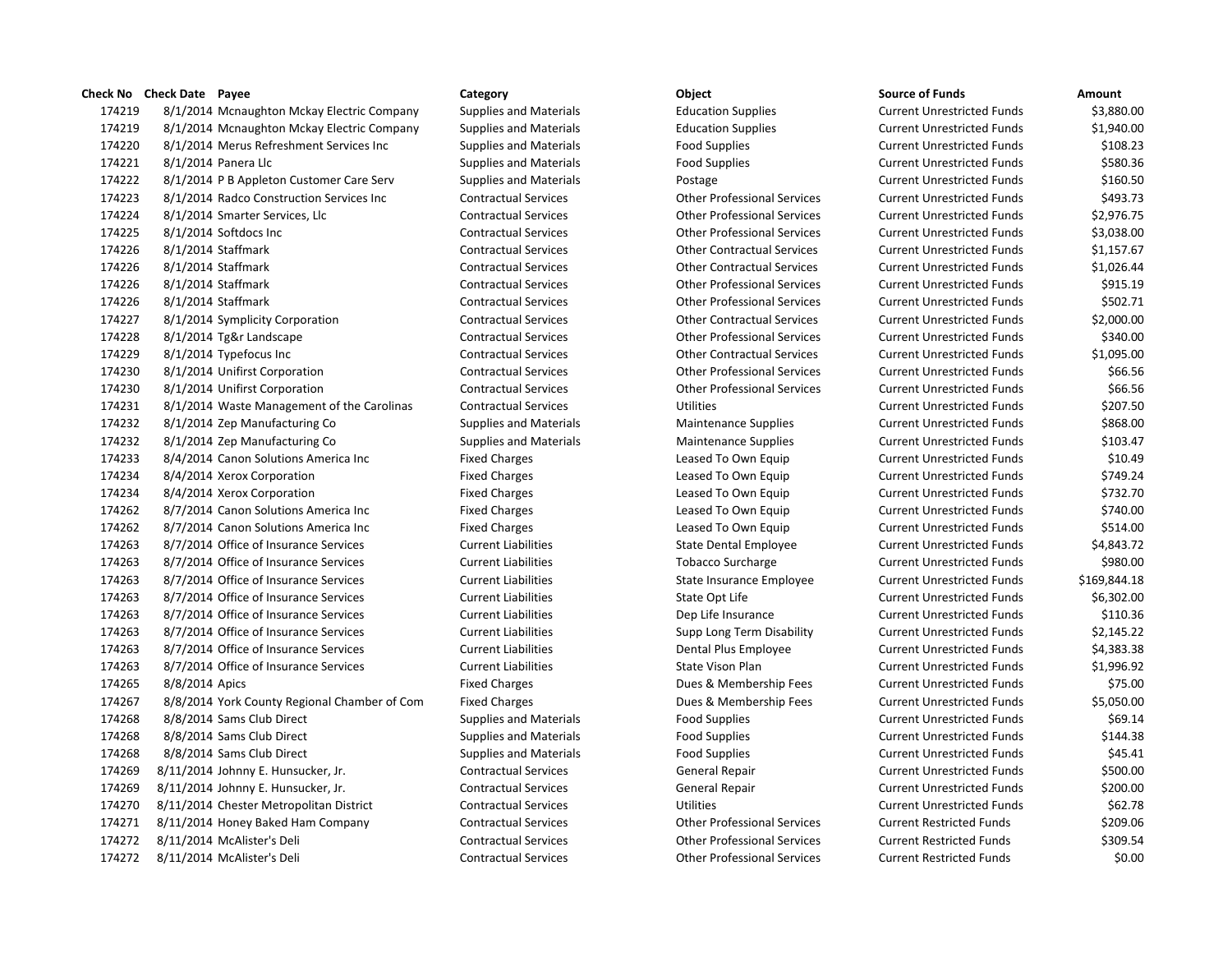| Check No | Check Date | Payee | Category | Object | Source of Funds | Amount |
|---|---|---|---|---|---|---|
| 174219 | 8/1/2014 | Mcnaughton Mckay Electric Company | Supplies and Materials | Education Supplies | Current Unrestricted Funds | $3,880.00 |
| 174219 | 8/1/2014 | Mcnaughton Mckay Electric Company | Supplies and Materials | Education Supplies | Current Unrestricted Funds | $1,940.00 |
| 174220 | 8/1/2014 | Merus Refreshment Services Inc | Supplies and Materials | Food Supplies | Current Unrestricted Funds | $108.23 |
| 174221 | 8/1/2014 | Panera Llc | Supplies and Materials | Food Supplies | Current Unrestricted Funds | $580.36 |
| 174222 | 8/1/2014 | P B Appleton Customer Care Serv | Supplies and Materials | Postage | Current Unrestricted Funds | $160.50 |
| 174223 | 8/1/2014 | Radco Construction Services Inc | Contractual Services | Other Professional Services | Current Unrestricted Funds | $493.73 |
| 174224 | 8/1/2014 | Smarter Services, Llc | Contractual Services | Other Professional Services | Current Unrestricted Funds | $2,976.75 |
| 174225 | 8/1/2014 | Softdocs Inc | Contractual Services | Other Professional Services | Current Unrestricted Funds | $3,038.00 |
| 174226 | 8/1/2014 | Staffmark | Contractual Services | Other Contractual Services | Current Unrestricted Funds | $1,157.67 |
| 174226 | 8/1/2014 | Staffmark | Contractual Services | Other Contractual Services | Current Unrestricted Funds | $1,026.44 |
| 174226 | 8/1/2014 | Staffmark | Contractual Services | Other Professional Services | Current Unrestricted Funds | $915.19 |
| 174226 | 8/1/2014 | Staffmark | Contractual Services | Other Professional Services | Current Unrestricted Funds | $502.71 |
| 174227 | 8/1/2014 | Symplicity Corporation | Contractual Services | Other Contractual Services | Current Unrestricted Funds | $2,000.00 |
| 174228 | 8/1/2014 | Tg&r Landscape | Contractual Services | Other Professional Services | Current Unrestricted Funds | $340.00 |
| 174229 | 8/1/2014 | Typefocus Inc | Contractual Services | Other Contractual Services | Current Unrestricted Funds | $1,095.00 |
| 174230 | 8/1/2014 | Unifirst Corporation | Contractual Services | Other Professional Services | Current Unrestricted Funds | $66.56 |
| 174230 | 8/1/2014 | Unifirst Corporation | Contractual Services | Other Professional Services | Current Unrestricted Funds | $66.56 |
| 174231 | 8/1/2014 | Waste Management of the Carolinas | Contractual Services | Utilities | Current Unrestricted Funds | $207.50 |
| 174232 | 8/1/2014 | Zep Manufacturing Co | Supplies and Materials | Maintenance Supplies | Current Unrestricted Funds | $868.00 |
| 174232 | 8/1/2014 | Zep Manufacturing Co | Supplies and Materials | Maintenance Supplies | Current Unrestricted Funds | $103.47 |
| 174233 | 8/4/2014 | Canon Solutions America Inc | Fixed Charges | Leased To Own Equip | Current Unrestricted Funds | $10.49 |
| 174234 | 8/4/2014 | Xerox Corporation | Fixed Charges | Leased To Own Equip | Current Unrestricted Funds | $749.24 |
| 174234 | 8/4/2014 | Xerox Corporation | Fixed Charges | Leased To Own Equip | Current Unrestricted Funds | $732.70 |
| 174262 | 8/7/2014 | Canon Solutions America Inc | Fixed Charges | Leased To Own Equip | Current Unrestricted Funds | $740.00 |
| 174262 | 8/7/2014 | Canon Solutions America Inc | Fixed Charges | Leased To Own Equip | Current Unrestricted Funds | $514.00 |
| 174263 | 8/7/2014 | Office of Insurance Services | Current Liabilities | State Dental Employee | Current Unrestricted Funds | $4,843.72 |
| 174263 | 8/7/2014 | Office of Insurance Services | Current Liabilities | Tobacco Surcharge | Current Unrestricted Funds | $980.00 |
| 174263 | 8/7/2014 | Office of Insurance Services | Current Liabilities | State Insurance Employee | Current Unrestricted Funds | $169,844.18 |
| 174263 | 8/7/2014 | Office of Insurance Services | Current Liabilities | State Opt Life | Current Unrestricted Funds | $6,302.00 |
| 174263 | 8/7/2014 | Office of Insurance Services | Current Liabilities | Dep Life Insurance | Current Unrestricted Funds | $110.36 |
| 174263 | 8/7/2014 | Office of Insurance Services | Current Liabilities | Supp Long Term Disability | Current Unrestricted Funds | $2,145.22 |
| 174263 | 8/7/2014 | Office of Insurance Services | Current Liabilities | Dental Plus Employee | Current Unrestricted Funds | $4,383.38 |
| 174263 | 8/7/2014 | Office of Insurance Services | Current Liabilities | State Vison Plan | Current Unrestricted Funds | $1,996.92 |
| 174265 | 8/8/2014 | Apics | Fixed Charges | Dues & Membership Fees | Current Unrestricted Funds | $75.00 |
| 174267 | 8/8/2014 | York County Regional Chamber of Com | Fixed Charges | Dues & Membership Fees | Current Unrestricted Funds | $5,050.00 |
| 174268 | 8/8/2014 | Sams Club Direct | Supplies and Materials | Food Supplies | Current Unrestricted Funds | $69.14 |
| 174268 | 8/8/2014 | Sams Club Direct | Supplies and Materials | Food Supplies | Current Unrestricted Funds | $144.38 |
| 174268 | 8/8/2014 | Sams Club Direct | Supplies and Materials | Food Supplies | Current Unrestricted Funds | $45.41 |
| 174269 | 8/11/2014 | Johnny E. Hunsucker, Jr. | Contractual Services | General Repair | Current Unrestricted Funds | $500.00 |
| 174269 | 8/11/2014 | Johnny E. Hunsucker, Jr. | Contractual Services | General Repair | Current Unrestricted Funds | $200.00 |
| 174270 | 8/11/2014 | Chester Metropolitan District | Contractual Services | Utilities | Current Unrestricted Funds | $62.78 |
| 174271 | 8/11/2014 | Honey Baked Ham Company | Contractual Services | Other Professional Services | Current Restricted Funds | $209.06 |
| 174272 | 8/11/2014 | McAlister's Deli | Contractual Services | Other Professional Services | Current Restricted Funds | $309.54 |
| 174272 | 8/11/2014 | McAlister's Deli | Contractual Services | Other Professional Services | Current Restricted Funds | $0.00 |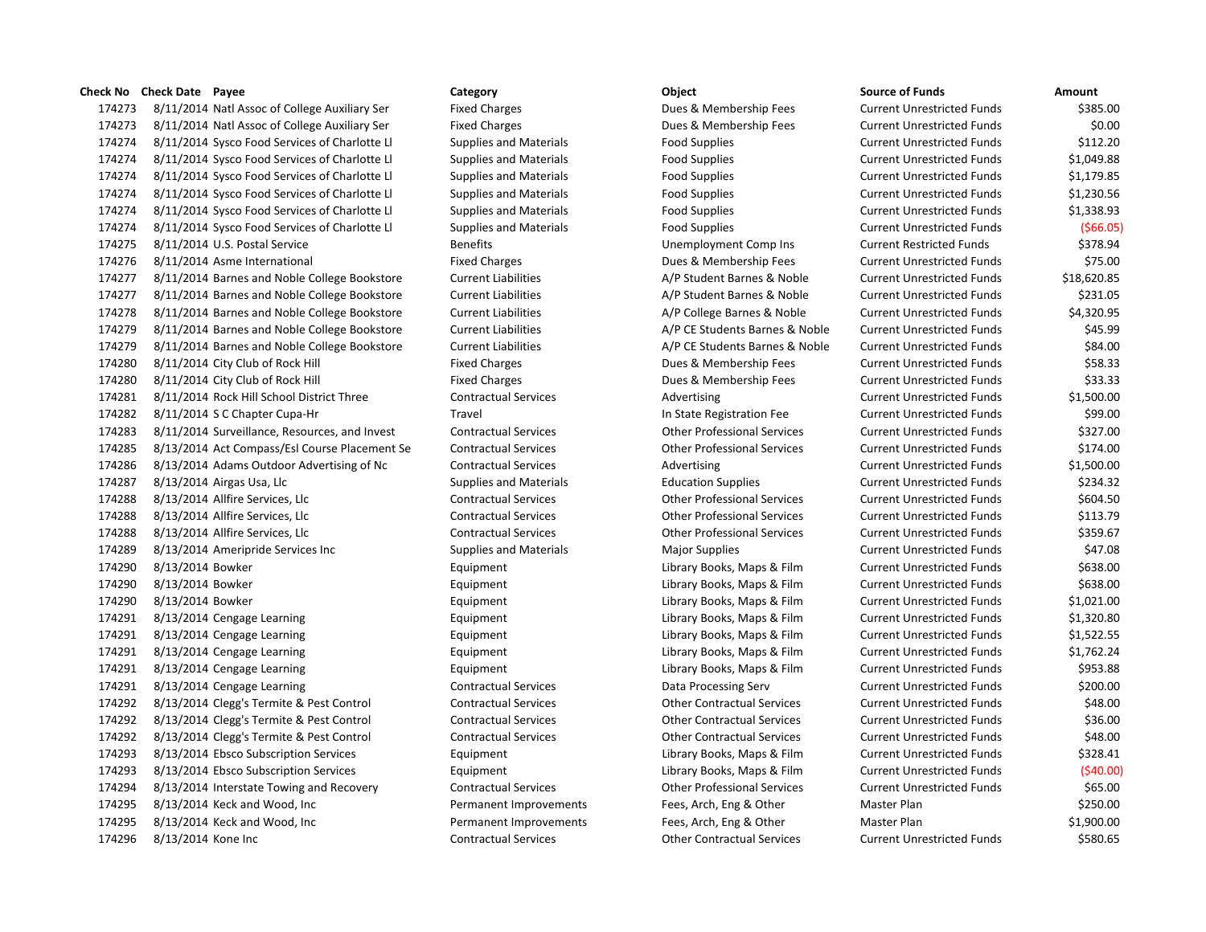| Check No | Check Date | Payee | Category | Object | Source of Funds | Amount |
|---|---|---|---|---|---|---|
| 174273 | 8/11/2014 | Natl Assoc of College Auxiliary Ser | Fixed Charges | Dues & Membership Fees | Current Unrestricted Funds | $385.00 |
| 174273 | 8/11/2014 | Natl Assoc of College Auxiliary Ser | Fixed Charges | Dues & Membership Fees | Current Unrestricted Funds | $0.00 |
| 174274 | 8/11/2014 | Sysco Food Services of Charlotte Ll | Supplies and Materials | Food Supplies | Current Unrestricted Funds | $112.20 |
| 174274 | 8/11/2014 | Sysco Food Services of Charlotte Ll | Supplies and Materials | Food Supplies | Current Unrestricted Funds | $1,049.88 |
| 174274 | 8/11/2014 | Sysco Food Services of Charlotte Ll | Supplies and Materials | Food Supplies | Current Unrestricted Funds | $1,179.85 |
| 174274 | 8/11/2014 | Sysco Food Services of Charlotte Ll | Supplies and Materials | Food Supplies | Current Unrestricted Funds | $1,230.56 |
| 174274 | 8/11/2014 | Sysco Food Services of Charlotte Ll | Supplies and Materials | Food Supplies | Current Unrestricted Funds | $1,338.93 |
| 174274 | 8/11/2014 | Sysco Food Services of Charlotte Ll | Supplies and Materials | Food Supplies | Current Unrestricted Funds | ($66.05) |
| 174275 | 8/11/2014 | U.S. Postal Service | Benefits | Unemployment Comp Ins | Current Restricted Funds | $378.94 |
| 174276 | 8/11/2014 | Asme International | Fixed Charges | Dues & Membership Fees | Current Unrestricted Funds | $75.00 |
| 174277 | 8/11/2014 | Barnes and Noble College Bookstore | Current Liabilities | A/P Student Barnes & Noble | Current Unrestricted Funds | $18,620.85 |
| 174277 | 8/11/2014 | Barnes and Noble College Bookstore | Current Liabilities | A/P Student Barnes & Noble | Current Unrestricted Funds | $231.05 |
| 174278 | 8/11/2014 | Barnes and Noble College Bookstore | Current Liabilities | A/P College Barnes & Noble | Current Unrestricted Funds | $4,320.95 |
| 174279 | 8/11/2014 | Barnes and Noble College Bookstore | Current Liabilities | A/P CE Students Barnes & Noble | Current Unrestricted Funds | $45.99 |
| 174279 | 8/11/2014 | Barnes and Noble College Bookstore | Current Liabilities | A/P CE Students Barnes & Noble | Current Unrestricted Funds | $84.00 |
| 174280 | 8/11/2014 | City Club of Rock Hill | Fixed Charges | Dues & Membership Fees | Current Unrestricted Funds | $58.33 |
| 174280 | 8/11/2014 | City Club of Rock Hill | Fixed Charges | Dues & Membership Fees | Current Unrestricted Funds | $33.33 |
| 174281 | 8/11/2014 | Rock Hill School District Three | Contractual Services | Advertising | Current Unrestricted Funds | $1,500.00 |
| 174282 | 8/11/2014 | S C Chapter Cupa-Hr | Travel | In State Registration Fee | Current Unrestricted Funds | $99.00 |
| 174283 | 8/11/2014 | Surveillance, Resources, and Invest | Contractual Services | Other Professional Services | Current Unrestricted Funds | $327.00 |
| 174285 | 8/13/2014 | Act Compass/Esl Course Placement Se | Contractual Services | Other Professional Services | Current Unrestricted Funds | $174.00 |
| 174286 | 8/13/2014 | Adams Outdoor Advertising of Nc | Contractual Services | Advertising | Current Unrestricted Funds | $1,500.00 |
| 174287 | 8/13/2014 | Airgas Usa, Llc | Supplies and Materials | Education Supplies | Current Unrestricted Funds | $234.32 |
| 174288 | 8/13/2014 | Allfire Services, Llc | Contractual Services | Other Professional Services | Current Unrestricted Funds | $604.50 |
| 174288 | 8/13/2014 | Allfire Services, Llc | Contractual Services | Other Professional Services | Current Unrestricted Funds | $113.79 |
| 174288 | 8/13/2014 | Allfire Services, Llc | Contractual Services | Other Professional Services | Current Unrestricted Funds | $359.67 |
| 174289 | 8/13/2014 | Ameripride Services Inc | Supplies and Materials | Major Supplies | Current Unrestricted Funds | $47.08 |
| 174290 | 8/13/2014 | Bowker | Equipment | Library Books, Maps & Film | Current Unrestricted Funds | $638.00 |
| 174290 | 8/13/2014 | Bowker | Equipment | Library Books, Maps & Film | Current Unrestricted Funds | $638.00 |
| 174290 | 8/13/2014 | Bowker | Equipment | Library Books, Maps & Film | Current Unrestricted Funds | $1,021.00 |
| 174291 | 8/13/2014 | Cengage Learning | Equipment | Library Books, Maps & Film | Current Unrestricted Funds | $1,320.80 |
| 174291 | 8/13/2014 | Cengage Learning | Equipment | Library Books, Maps & Film | Current Unrestricted Funds | $1,522.55 |
| 174291 | 8/13/2014 | Cengage Learning | Equipment | Library Books, Maps & Film | Current Unrestricted Funds | $1,762.24 |
| 174291 | 8/13/2014 | Cengage Learning | Equipment | Library Books, Maps & Film | Current Unrestricted Funds | $953.88 |
| 174291 | 8/13/2014 | Cengage Learning | Contractual Services | Data Processing Serv | Current Unrestricted Funds | $200.00 |
| 174292 | 8/13/2014 | Clegg's Termite & Pest Control | Contractual Services | Other Contractual Services | Current Unrestricted Funds | $48.00 |
| 174292 | 8/13/2014 | Clegg's Termite & Pest Control | Contractual Services | Other Contractual Services | Current Unrestricted Funds | $36.00 |
| 174292 | 8/13/2014 | Clegg's Termite & Pest Control | Contractual Services | Other Contractual Services | Current Unrestricted Funds | $48.00 |
| 174293 | 8/13/2014 | Ebsco Subscription Services | Equipment | Library Books, Maps & Film | Current Unrestricted Funds | $328.41 |
| 174293 | 8/13/2014 | Ebsco Subscription Services | Equipment | Library Books, Maps & Film | Current Unrestricted Funds | ($40.00) |
| 174294 | 8/13/2014 | Interstate Towing and Recovery | Contractual Services | Other Professional Services | Current Unrestricted Funds | $65.00 |
| 174295 | 8/13/2014 | Keck and Wood, Inc | Permanent Improvements | Fees, Arch, Eng & Other | Master Plan | $250.00 |
| 174295 | 8/13/2014 | Keck and Wood, Inc | Permanent Improvements | Fees, Arch, Eng & Other | Master Plan | $1,900.00 |
| 174296 | 8/13/2014 | Kone Inc | Contractual Services | Other Contractual Services | Current Unrestricted Funds | $580.65 |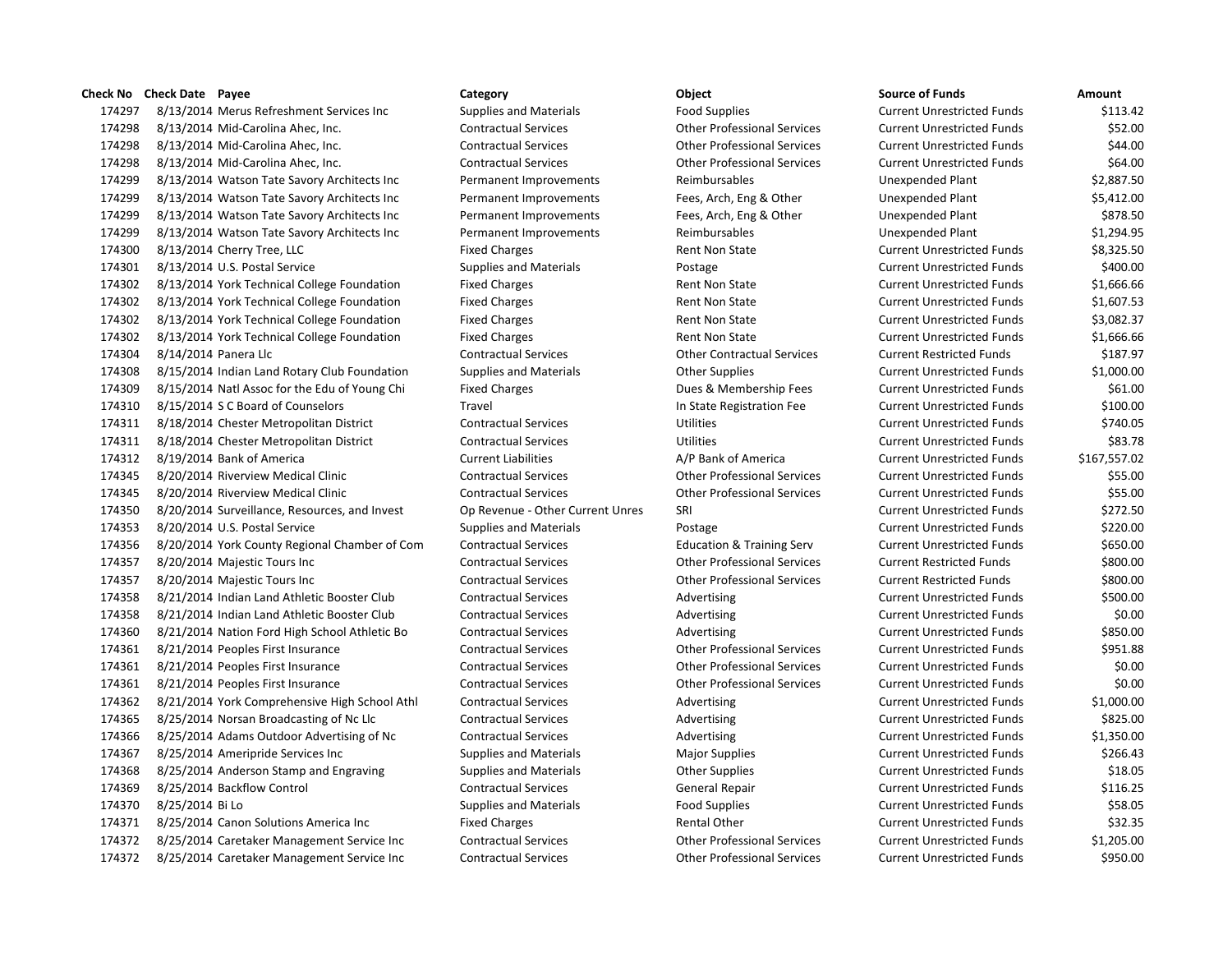| Check No | Check Date | Payee | Category | Object | Source of Funds | Amount |
|---|---|---|---|---|---|---|
| 174297 | 8/13/2014 | Merus Refreshment Services Inc | Supplies and Materials | Food Supplies | Current Unrestricted Funds | $113.42 |
| 174298 | 8/13/2014 | Mid-Carolina Ahec, Inc. | Contractual Services | Other Professional Services | Current Unrestricted Funds | $52.00 |
| 174298 | 8/13/2014 | Mid-Carolina Ahec, Inc. | Contractual Services | Other Professional Services | Current Unrestricted Funds | $44.00 |
| 174298 | 8/13/2014 | Mid-Carolina Ahec, Inc. | Contractual Services | Other Professional Services | Current Unrestricted Funds | $64.00 |
| 174299 | 8/13/2014 | Watson Tate Savory Architects Inc | Permanent Improvements | Reimbursables | Unexpended Plant | $2,887.50 |
| 174299 | 8/13/2014 | Watson Tate Savory Architects Inc | Permanent Improvements | Fees, Arch, Eng & Other | Unexpended Plant | $5,412.00 |
| 174299 | 8/13/2014 | Watson Tate Savory Architects Inc | Permanent Improvements | Fees, Arch, Eng & Other | Unexpended Plant | $878.50 |
| 174299 | 8/13/2014 | Watson Tate Savory Architects Inc | Permanent Improvements | Reimbursables | Unexpended Plant | $1,294.95 |
| 174300 | 8/13/2014 | Cherry Tree, LLC | Fixed Charges | Rent Non State | Current Unrestricted Funds | $8,325.50 |
| 174301 | 8/13/2014 | U.S. Postal Service | Supplies and Materials | Postage | Current Unrestricted Funds | $400.00 |
| 174302 | 8/13/2014 | York Technical College Foundation | Fixed Charges | Rent Non State | Current Unrestricted Funds | $1,666.66 |
| 174302 | 8/13/2014 | York Technical College Foundation | Fixed Charges | Rent Non State | Current Unrestricted Funds | $1,607.53 |
| 174302 | 8/13/2014 | York Technical College Foundation | Fixed Charges | Rent Non State | Current Unrestricted Funds | $3,082.37 |
| 174302 | 8/13/2014 | York Technical College Foundation | Fixed Charges | Rent Non State | Current Unrestricted Funds | $1,666.66 |
| 174304 | 8/14/2014 | Panera Llc | Contractual Services | Other Contractual Services | Current Restricted Funds | $187.97 |
| 174308 | 8/15/2014 | Indian Land Rotary Club Foundation | Supplies and Materials | Other Supplies | Current Unrestricted Funds | $1,000.00 |
| 174309 | 8/15/2014 | Natl Assoc for the Edu of Young Chi | Fixed Charges | Dues & Membership Fees | Current Unrestricted Funds | $61.00 |
| 174310 | 8/15/2014 | S C Board of Counselors | Travel | In State Registration Fee | Current Unrestricted Funds | $100.00 |
| 174311 | 8/18/2014 | Chester Metropolitan District | Contractual Services | Utilities | Current Unrestricted Funds | $740.05 |
| 174311 | 8/18/2014 | Chester Metropolitan District | Contractual Services | Utilities | Current Unrestricted Funds | $83.78 |
| 174312 | 8/19/2014 | Bank of America | Current Liabilities | A/P Bank of America | Current Unrestricted Funds | $167,557.02 |
| 174345 | 8/20/2014 | Riverview Medical Clinic | Contractual Services | Other Professional Services | Current Unrestricted Funds | $55.00 |
| 174345 | 8/20/2014 | Riverview Medical Clinic | Contractual Services | Other Professional Services | Current Unrestricted Funds | $55.00 |
| 174350 | 8/20/2014 | Surveillance, Resources, and Invest | Op Revenue - Other Current Unres | SRI | Current Unrestricted Funds | $272.50 |
| 174353 | 8/20/2014 | U.S. Postal Service | Supplies and Materials | Postage | Current Unrestricted Funds | $220.00 |
| 174356 | 8/20/2014 | York County Regional Chamber of Com | Contractual Services | Education & Training Serv | Current Unrestricted Funds | $650.00 |
| 174357 | 8/20/2014 | Majestic Tours Inc | Contractual Services | Other Professional Services | Current Restricted Funds | $800.00 |
| 174357 | 8/20/2014 | Majestic Tours Inc | Contractual Services | Other Professional Services | Current Restricted Funds | $800.00 |
| 174358 | 8/21/2014 | Indian Land Athletic Booster Club | Contractual Services | Advertising | Current Unrestricted Funds | $500.00 |
| 174358 | 8/21/2014 | Indian Land Athletic Booster Club | Contractual Services | Advertising | Current Unrestricted Funds | $0.00 |
| 174360 | 8/21/2014 | Nation Ford High School Athletic Bo | Contractual Services | Advertising | Current Unrestricted Funds | $850.00 |
| 174361 | 8/21/2014 | Peoples First Insurance | Contractual Services | Other Professional Services | Current Unrestricted Funds | $951.88 |
| 174361 | 8/21/2014 | Peoples First Insurance | Contractual Services | Other Professional Services | Current Unrestricted Funds | $0.00 |
| 174361 | 8/21/2014 | Peoples First Insurance | Contractual Services | Other Professional Services | Current Unrestricted Funds | $0.00 |
| 174362 | 8/21/2014 | York Comprehensive High School Athl | Contractual Services | Advertising | Current Unrestricted Funds | $1,000.00 |
| 174365 | 8/25/2014 | Norsan Broadcasting of Nc Llc | Contractual Services | Advertising | Current Unrestricted Funds | $825.00 |
| 174366 | 8/25/2014 | Adams Outdoor Advertising of Nc | Contractual Services | Advertising | Current Unrestricted Funds | $1,350.00 |
| 174367 | 8/25/2014 | Ameripride Services Inc | Supplies and Materials | Major Supplies | Current Unrestricted Funds | $266.43 |
| 174368 | 8/25/2014 | Anderson Stamp and Engraving | Supplies and Materials | Other Supplies | Current Unrestricted Funds | $18.05 |
| 174369 | 8/25/2014 | Backflow Control | Contractual Services | General Repair | Current Unrestricted Funds | $116.25 |
| 174370 | 8/25/2014 | Bi Lo | Supplies and Materials | Food Supplies | Current Unrestricted Funds | $58.05 |
| 174371 | 8/25/2014 | Canon Solutions America Inc | Fixed Charges | Rental Other | Current Unrestricted Funds | $32.35 |
| 174372 | 8/25/2014 | Caretaker Management Service Inc | Contractual Services | Other Professional Services | Current Unrestricted Funds | $1,205.00 |
| 174372 | 8/25/2014 | Caretaker Management Service Inc | Contractual Services | Other Professional Services | Current Unrestricted Funds | $950.00 |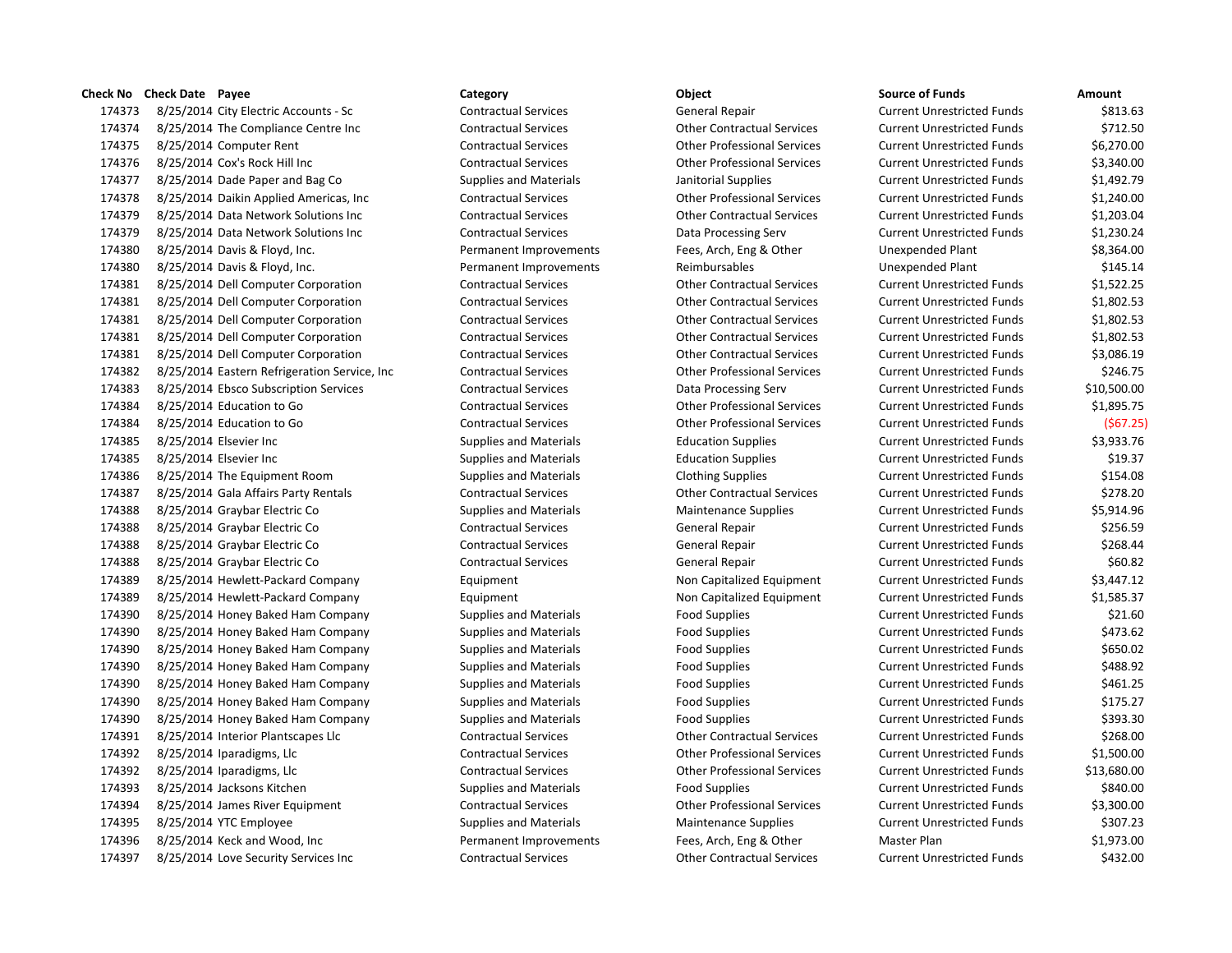| Check No | Check Date | Payee | Category | Object | Source of Funds | Amount |
|---|---|---|---|---|---|---|
| 174373 | 8/25/2014 | City Electric Accounts - Sc | Contractual Services | General Repair | Current Unrestricted Funds | $813.63 |
| 174374 | 8/25/2014 | The Compliance Centre Inc | Contractual Services | Other Contractual Services | Current Unrestricted Funds | $712.50 |
| 174375 | 8/25/2014 | Computer Rent | Contractual Services | Other Professional Services | Current Unrestricted Funds | $6,270.00 |
| 174376 | 8/25/2014 | Cox's Rock Hill Inc | Contractual Services | Other Professional Services | Current Unrestricted Funds | $3,340.00 |
| 174377 | 8/25/2014 | Dade Paper and Bag Co | Supplies and Materials | Janitorial Supplies | Current Unrestricted Funds | $1,492.79 |
| 174378 | 8/25/2014 | Daikin Applied Americas, Inc | Contractual Services | Other Professional Services | Current Unrestricted Funds | $1,240.00 |
| 174379 | 8/25/2014 | Data Network Solutions Inc | Contractual Services | Other Contractual Services | Current Unrestricted Funds | $1,203.04 |
| 174379 | 8/25/2014 | Data Network Solutions Inc | Contractual Services | Data Processing Serv | Current Unrestricted Funds | $1,230.24 |
| 174380 | 8/25/2014 | Davis & Floyd, Inc. | Permanent Improvements | Fees, Arch, Eng & Other | Unexpended Plant | $8,364.00 |
| 174380 | 8/25/2014 | Davis & Floyd, Inc. | Permanent Improvements | Reimbursables | Unexpended Plant | $145.14 |
| 174381 | 8/25/2014 | Dell Computer Corporation | Contractual Services | Other Contractual Services | Current Unrestricted Funds | $1,522.25 |
| 174381 | 8/25/2014 | Dell Computer Corporation | Contractual Services | Other Contractual Services | Current Unrestricted Funds | $1,802.53 |
| 174381 | 8/25/2014 | Dell Computer Corporation | Contractual Services | Other Contractual Services | Current Unrestricted Funds | $1,802.53 |
| 174381 | 8/25/2014 | Dell Computer Corporation | Contractual Services | Other Contractual Services | Current Unrestricted Funds | $1,802.53 |
| 174381 | 8/25/2014 | Dell Computer Corporation | Contractual Services | Other Contractual Services | Current Unrestricted Funds | $3,086.19 |
| 174382 | 8/25/2014 | Eastern Refrigeration Service, Inc | Contractual Services | Other Professional Services | Current Unrestricted Funds | $246.75 |
| 174383 | 8/25/2014 | Ebsco Subscription Services | Contractual Services | Data Processing Serv | Current Unrestricted Funds | $10,500.00 |
| 174384 | 8/25/2014 | Education to Go | Contractual Services | Other Professional Services | Current Unrestricted Funds | $1,895.75 |
| 174384 | 8/25/2014 | Education to Go | Contractual Services | Other Professional Services | Current Unrestricted Funds | ($67.25) |
| 174385 | 8/25/2014 | Elsevier Inc | Supplies and Materials | Education Supplies | Current Unrestricted Funds | $3,933.76 |
| 174385 | 8/25/2014 | Elsevier Inc | Supplies and Materials | Education Supplies | Current Unrestricted Funds | $19.37 |
| 174386 | 8/25/2014 | The Equipment Room | Supplies and Materials | Clothing Supplies | Current Unrestricted Funds | $154.08 |
| 174387 | 8/25/2014 | Gala Affairs Party Rentals | Contractual Services | Other Contractual Services | Current Unrestricted Funds | $278.20 |
| 174388 | 8/25/2014 | Graybar Electric Co | Supplies and Materials | Maintenance Supplies | Current Unrestricted Funds | $5,914.96 |
| 174388 | 8/25/2014 | Graybar Electric Co | Contractual Services | General Repair | Current Unrestricted Funds | $256.59 |
| 174388 | 8/25/2014 | Graybar Electric Co | Contractual Services | General Repair | Current Unrestricted Funds | $268.44 |
| 174388 | 8/25/2014 | Graybar Electric Co | Contractual Services | General Repair | Current Unrestricted Funds | $60.82 |
| 174389 | 8/25/2014 | Hewlett-Packard Company | Equipment | Non Capitalized Equipment | Current Unrestricted Funds | $3,447.12 |
| 174389 | 8/25/2014 | Hewlett-Packard Company | Equipment | Non Capitalized Equipment | Current Unrestricted Funds | $1,585.37 |
| 174390 | 8/25/2014 | Honey Baked Ham Company | Supplies and Materials | Food Supplies | Current Unrestricted Funds | $21.60 |
| 174390 | 8/25/2014 | Honey Baked Ham Company | Supplies and Materials | Food Supplies | Current Unrestricted Funds | $473.62 |
| 174390 | 8/25/2014 | Honey Baked Ham Company | Supplies and Materials | Food Supplies | Current Unrestricted Funds | $650.02 |
| 174390 | 8/25/2014 | Honey Baked Ham Company | Supplies and Materials | Food Supplies | Current Unrestricted Funds | $488.92 |
| 174390 | 8/25/2014 | Honey Baked Ham Company | Supplies and Materials | Food Supplies | Current Unrestricted Funds | $461.25 |
| 174390 | 8/25/2014 | Honey Baked Ham Company | Supplies and Materials | Food Supplies | Current Unrestricted Funds | $175.27 |
| 174390 | 8/25/2014 | Honey Baked Ham Company | Supplies and Materials | Food Supplies | Current Unrestricted Funds | $393.30 |
| 174391 | 8/25/2014 | Interior Plantscapes Llc | Contractual Services | Other Contractual Services | Current Unrestricted Funds | $268.00 |
| 174392 | 8/25/2014 | Iparadigms, Llc | Contractual Services | Other Professional Services | Current Unrestricted Funds | $1,500.00 |
| 174392 | 8/25/2014 | Iparadigms, Llc | Contractual Services | Other Professional Services | Current Unrestricted Funds | $13,680.00 |
| 174393 | 8/25/2014 | Jacksons Kitchen | Supplies and Materials | Food Supplies | Current Unrestricted Funds | $840.00 |
| 174394 | 8/25/2014 | James River Equipment | Contractual Services | Other Professional Services | Current Unrestricted Funds | $3,300.00 |
| 174395 | 8/25/2014 | YTC Employee | Supplies and Materials | Maintenance Supplies | Current Unrestricted Funds | $307.23 |
| 174396 | 8/25/2014 | Keck and Wood, Inc | Permanent Improvements | Fees, Arch, Eng & Other | Master Plan | $1,973.00 |
| 174397 | 8/25/2014 | Love Security Services Inc | Contractual Services | Other Contractual Services | Current Unrestricted Funds | $432.00 |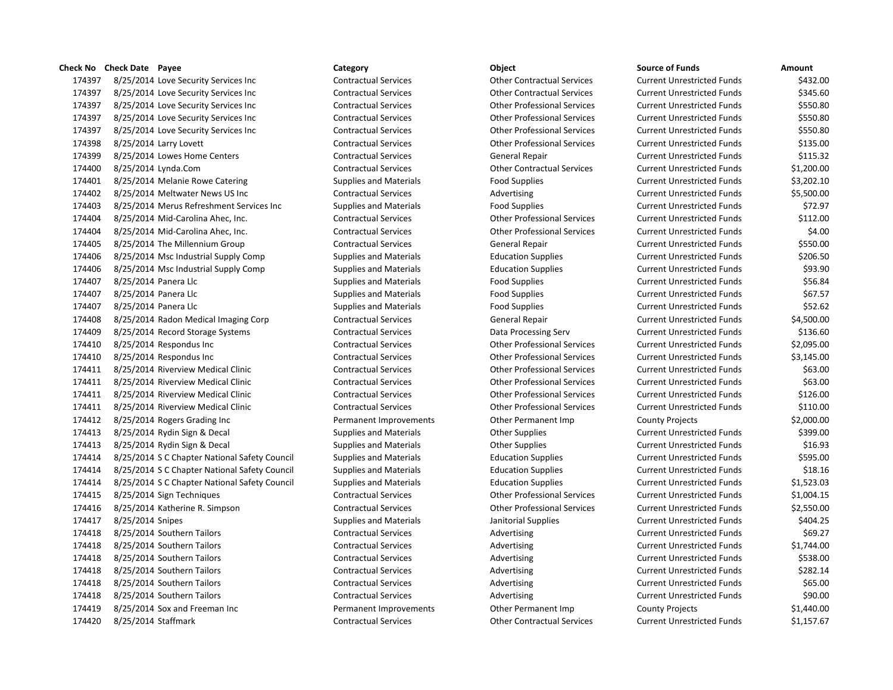| Check No | Check Date | Payee | Category | Object | Source of Funds | Amount |
|---|---|---|---|---|---|---|
| 174397 | 8/25/2014 | Love Security Services Inc | Contractual Services | Other Contractual Services | Current Unrestricted Funds | $432.00 |
| 174397 | 8/25/2014 | Love Security Services Inc | Contractual Services | Other Contractual Services | Current Unrestricted Funds | $345.60 |
| 174397 | 8/25/2014 | Love Security Services Inc | Contractual Services | Other Professional Services | Current Unrestricted Funds | $550.80 |
| 174397 | 8/25/2014 | Love Security Services Inc | Contractual Services | Other Professional Services | Current Unrestricted Funds | $550.80 |
| 174397 | 8/25/2014 | Love Security Services Inc | Contractual Services | Other Professional Services | Current Unrestricted Funds | $550.80 |
| 174398 | 8/25/2014 | Larry Lovett | Contractual Services | Other Professional Services | Current Unrestricted Funds | $135.00 |
| 174399 | 8/25/2014 | Lowes Home Centers | Contractual Services | General Repair | Current Unrestricted Funds | $115.32 |
| 174400 | 8/25/2014 | Lynda.Com | Contractual Services | Other Contractual Services | Current Unrestricted Funds | $1,200.00 |
| 174401 | 8/25/2014 | Melanie Rowe Catering | Supplies and Materials | Food Supplies | Current Unrestricted Funds | $3,202.10 |
| 174402 | 8/25/2014 | Meltwater News US Inc | Contractual Services | Advertising | Current Unrestricted Funds | $5,500.00 |
| 174403 | 8/25/2014 | Merus Refreshment Services Inc | Supplies and Materials | Food Supplies | Current Unrestricted Funds | $72.97 |
| 174404 | 8/25/2014 | Mid-Carolina Ahec, Inc. | Contractual Services | Other Professional Services | Current Unrestricted Funds | $112.00 |
| 174404 | 8/25/2014 | Mid-Carolina Ahec, Inc. | Contractual Services | Other Professional Services | Current Unrestricted Funds | $4.00 |
| 174405 | 8/25/2014 | The Millennium Group | Contractual Services | General Repair | Current Unrestricted Funds | $550.00 |
| 174406 | 8/25/2014 | Msc Industrial Supply Comp | Supplies and Materials | Education Supplies | Current Unrestricted Funds | $206.50 |
| 174406 | 8/25/2014 | Msc Industrial Supply Comp | Supplies and Materials | Education Supplies | Current Unrestricted Funds | $93.90 |
| 174407 | 8/25/2014 | Panera Llc | Supplies and Materials | Food Supplies | Current Unrestricted Funds | $56.84 |
| 174407 | 8/25/2014 | Panera Llc | Supplies and Materials | Food Supplies | Current Unrestricted Funds | $67.57 |
| 174407 | 8/25/2014 | Panera Llc | Supplies and Materials | Food Supplies | Current Unrestricted Funds | $52.62 |
| 174408 | 8/25/2014 | Radon Medical Imaging Corp | Contractual Services | General Repair | Current Unrestricted Funds | $4,500.00 |
| 174409 | 8/25/2014 | Record Storage Systems | Contractual Services | Data Processing Serv | Current Unrestricted Funds | $136.60 |
| 174410 | 8/25/2014 | Respondus Inc | Contractual Services | Other Professional Services | Current Unrestricted Funds | $2,095.00 |
| 174410 | 8/25/2014 | Respondus Inc | Contractual Services | Other Professional Services | Current Unrestricted Funds | $3,145.00 |
| 174411 | 8/25/2014 | Riverview Medical Clinic | Contractual Services | Other Professional Services | Current Unrestricted Funds | $63.00 |
| 174411 | 8/25/2014 | Riverview Medical Clinic | Contractual Services | Other Professional Services | Current Unrestricted Funds | $63.00 |
| 174411 | 8/25/2014 | Riverview Medical Clinic | Contractual Services | Other Professional Services | Current Unrestricted Funds | $126.00 |
| 174411 | 8/25/2014 | Riverview Medical Clinic | Contractual Services | Other Professional Services | Current Unrestricted Funds | $110.00 |
| 174412 | 8/25/2014 | Rogers Grading Inc | Permanent Improvements | Other Permanent Imp | County Projects | $2,000.00 |
| 174413 | 8/25/2014 | Rydin Sign & Decal | Supplies and Materials | Other Supplies | Current Unrestricted Funds | $399.00 |
| 174413 | 8/25/2014 | Rydin Sign & Decal | Supplies and Materials | Other Supplies | Current Unrestricted Funds | $16.93 |
| 174414 | 8/25/2014 | S C Chapter National Safety Council | Supplies and Materials | Education Supplies | Current Unrestricted Funds | $595.00 |
| 174414 | 8/25/2014 | S C Chapter National Safety Council | Supplies and Materials | Education Supplies | Current Unrestricted Funds | $18.16 |
| 174414 | 8/25/2014 | S C Chapter National Safety Council | Supplies and Materials | Education Supplies | Current Unrestricted Funds | $1,523.03 |
| 174415 | 8/25/2014 | Sign Techniques | Contractual Services | Other Professional Services | Current Unrestricted Funds | $1,004.15 |
| 174416 | 8/25/2014 | Katherine R. Simpson | Contractual Services | Other Professional Services | Current Unrestricted Funds | $2,550.00 |
| 174417 | 8/25/2014 | Snipes | Supplies and Materials | Janitorial Supplies | Current Unrestricted Funds | $404.25 |
| 174418 | 8/25/2014 | Southern Tailors | Contractual Services | Advertising | Current Unrestricted Funds | $69.27 |
| 174418 | 8/25/2014 | Southern Tailors | Contractual Services | Advertising | Current Unrestricted Funds | $1,744.00 |
| 174418 | 8/25/2014 | Southern Tailors | Contractual Services | Advertising | Current Unrestricted Funds | $538.00 |
| 174418 | 8/25/2014 | Southern Tailors | Contractual Services | Advertising | Current Unrestricted Funds | $282.14 |
| 174418 | 8/25/2014 | Southern Tailors | Contractual Services | Advertising | Current Unrestricted Funds | $65.00 |
| 174418 | 8/25/2014 | Southern Tailors | Contractual Services | Advertising | Current Unrestricted Funds | $90.00 |
| 174419 | 8/25/2014 | Sox and Freeman Inc | Permanent Improvements | Other Permanent Imp | County Projects | $1,440.00 |
| 174420 | 8/25/2014 | Staffmark | Contractual Services | Other Contractual Services | Current Unrestricted Funds | $1,157.67 |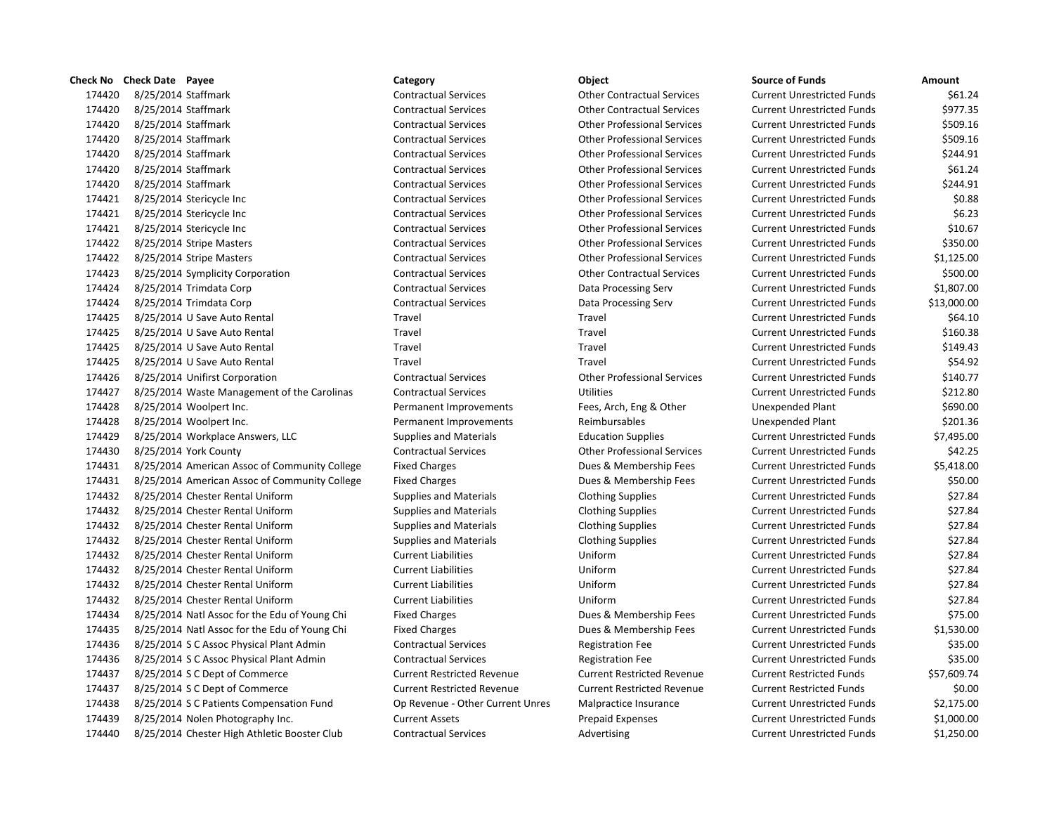| Check No | Check Date | Payee | Category | Object | Source of Funds | Amount |
|---|---|---|---|---|---|---|
| 174420 | 8/25/2014 | Staffmark | Contractual Services | Other Contractual Services | Current Unrestricted Funds | $61.24 |
| 174420 | 8/25/2014 | Staffmark | Contractual Services | Other Contractual Services | Current Unrestricted Funds | $977.35 |
| 174420 | 8/25/2014 | Staffmark | Contractual Services | Other Professional Services | Current Unrestricted Funds | $509.16 |
| 174420 | 8/25/2014 | Staffmark | Contractual Services | Other Professional Services | Current Unrestricted Funds | $509.16 |
| 174420 | 8/25/2014 | Staffmark | Contractual Services | Other Professional Services | Current Unrestricted Funds | $244.91 |
| 174420 | 8/25/2014 | Staffmark | Contractual Services | Other Professional Services | Current Unrestricted Funds | $61.24 |
| 174420 | 8/25/2014 | Staffmark | Contractual Services | Other Professional Services | Current Unrestricted Funds | $244.91 |
| 174421 | 8/25/2014 | Stericycle Inc | Contractual Services | Other Professional Services | Current Unrestricted Funds | $0.88 |
| 174421 | 8/25/2014 | Stericycle Inc | Contractual Services | Other Professional Services | Current Unrestricted Funds | $6.23 |
| 174421 | 8/25/2014 | Stericycle Inc | Contractual Services | Other Professional Services | Current Unrestricted Funds | $10.67 |
| 174422 | 8/25/2014 | Stripe Masters | Contractual Services | Other Professional Services | Current Unrestricted Funds | $350.00 |
| 174422 | 8/25/2014 | Stripe Masters | Contractual Services | Other Professional Services | Current Unrestricted Funds | $1,125.00 |
| 174423 | 8/25/2014 | Symplicity Corporation | Contractual Services | Other Contractual Services | Current Unrestricted Funds | $500.00 |
| 174424 | 8/25/2014 | Trimdata Corp | Contractual Services | Data Processing Serv | Current Unrestricted Funds | $1,807.00 |
| 174424 | 8/25/2014 | Trimdata Corp | Contractual Services | Data Processing Serv | Current Unrestricted Funds | $13,000.00 |
| 174425 | 8/25/2014 | U Save Auto Rental | Travel | Travel | Current Unrestricted Funds | $64.10 |
| 174425 | 8/25/2014 | U Save Auto Rental | Travel | Travel | Current Unrestricted Funds | $160.38 |
| 174425 | 8/25/2014 | U Save Auto Rental | Travel | Travel | Current Unrestricted Funds | $149.43 |
| 174425 | 8/25/2014 | U Save Auto Rental | Travel | Travel | Current Unrestricted Funds | $54.92 |
| 174426 | 8/25/2014 | Unifirst Corporation | Contractual Services | Other Professional Services | Current Unrestricted Funds | $140.77 |
| 174427 | 8/25/2014 | Waste Management of the Carolinas | Contractual Services | Utilities | Current Unrestricted Funds | $212.80 |
| 174428 | 8/25/2014 | Woolpert Inc. | Permanent Improvements | Fees, Arch, Eng & Other | Unexpended Plant | $690.00 |
| 174428 | 8/25/2014 | Woolpert Inc. | Permanent Improvements | Reimbursables | Unexpended Plant | $201.36 |
| 174429 | 8/25/2014 | Workplace Answers, LLC | Supplies and Materials | Education Supplies | Current Unrestricted Funds | $7,495.00 |
| 174430 | 8/25/2014 | York County | Contractual Services | Other Professional Services | Current Unrestricted Funds | $42.25 |
| 174431 | 8/25/2014 | American Assoc of Community College | Fixed Charges | Dues & Membership Fees | Current Unrestricted Funds | $5,418.00 |
| 174431 | 8/25/2014 | American Assoc of Community College | Fixed Charges | Dues & Membership Fees | Current Unrestricted Funds | $50.00 |
| 174432 | 8/25/2014 | Chester Rental Uniform | Supplies and Materials | Clothing Supplies | Current Unrestricted Funds | $27.84 |
| 174432 | 8/25/2014 | Chester Rental Uniform | Supplies and Materials | Clothing Supplies | Current Unrestricted Funds | $27.84 |
| 174432 | 8/25/2014 | Chester Rental Uniform | Supplies and Materials | Clothing Supplies | Current Unrestricted Funds | $27.84 |
| 174432 | 8/25/2014 | Chester Rental Uniform | Supplies and Materials | Clothing Supplies | Current Unrestricted Funds | $27.84 |
| 174432 | 8/25/2014 | Chester Rental Uniform | Current Liabilities | Uniform | Current Unrestricted Funds | $27.84 |
| 174432 | 8/25/2014 | Chester Rental Uniform | Current Liabilities | Uniform | Current Unrestricted Funds | $27.84 |
| 174432 | 8/25/2014 | Chester Rental Uniform | Current Liabilities | Uniform | Current Unrestricted Funds | $27.84 |
| 174432 | 8/25/2014 | Chester Rental Uniform | Current Liabilities | Uniform | Current Unrestricted Funds | $27.84 |
| 174434 | 8/25/2014 | Natl Assoc for the Edu of Young Chi | Fixed Charges | Dues & Membership Fees | Current Unrestricted Funds | $75.00 |
| 174435 | 8/25/2014 | Natl Assoc for the Edu of Young Chi | Fixed Charges | Dues & Membership Fees | Current Unrestricted Funds | $1,530.00 |
| 174436 | 8/25/2014 | S C Assoc Physical Plant Admin | Contractual Services | Registration Fee | Current Unrestricted Funds | $35.00 |
| 174436 | 8/25/2014 | S C Assoc Physical Plant Admin | Contractual Services | Registration Fee | Current Unrestricted Funds | $35.00 |
| 174437 | 8/25/2014 | S C Dept of Commerce | Current Restricted Revenue | Current Restricted Revenue | Current Restricted Funds | $57,609.74 |
| 174437 | 8/25/2014 | S C Dept of Commerce | Current Restricted Revenue | Current Restricted Revenue | Current Restricted Funds | $0.00 |
| 174438 | 8/25/2014 | S C Patients Compensation Fund | Op Revenue - Other Current Unres | Malpractice Insurance | Current Unrestricted Funds | $2,175.00 |
| 174439 | 8/25/2014 | Nolen Photography Inc. | Current Assets | Prepaid Expenses | Current Unrestricted Funds | $1,000.00 |
| 174440 | 8/25/2014 | Chester High Athletic Booster Club | Contractual Services | Advertising | Current Unrestricted Funds | $1,250.00 |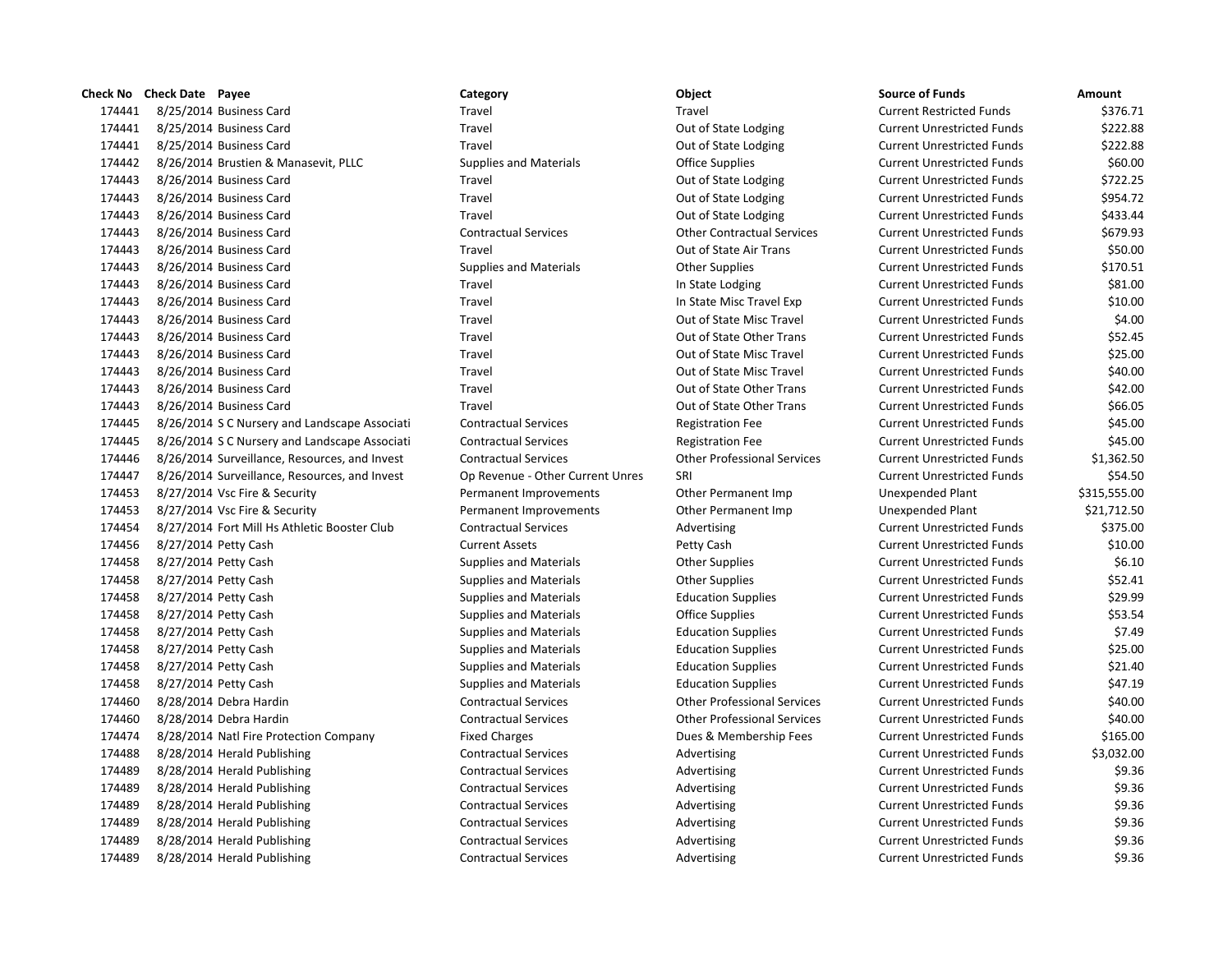| Check No | Check Date | Payee | Category | Object | Source of Funds | Amount |
|---|---|---|---|---|---|---|
| 174441 | 8/25/2014 | Business Card | Travel | Travel | Current Restricted Funds | $376.71 |
| 174441 | 8/25/2014 | Business Card | Travel | Out of State Lodging | Current Unrestricted Funds | $222.88 |
| 174441 | 8/25/2014 | Business Card | Travel | Out of State Lodging | Current Unrestricted Funds | $222.88 |
| 174442 | 8/26/2014 | Brustien & Manasevit, PLLC | Supplies and Materials | Office Supplies | Current Unrestricted Funds | $60.00 |
| 174443 | 8/26/2014 | Business Card | Travel | Out of State Lodging | Current Unrestricted Funds | $722.25 |
| 174443 | 8/26/2014 | Business Card | Travel | Out of State Lodging | Current Unrestricted Funds | $954.72 |
| 174443 | 8/26/2014 | Business Card | Travel | Out of State Lodging | Current Unrestricted Funds | $433.44 |
| 174443 | 8/26/2014 | Business Card | Contractual Services | Other Contractual Services | Current Unrestricted Funds | $679.93 |
| 174443 | 8/26/2014 | Business Card | Travel | Out of State Air Trans | Current Unrestricted Funds | $50.00 |
| 174443 | 8/26/2014 | Business Card | Supplies and Materials | Other Supplies | Current Unrestricted Funds | $170.51 |
| 174443 | 8/26/2014 | Business Card | Travel | In State Lodging | Current Unrestricted Funds | $81.00 |
| 174443 | 8/26/2014 | Business Card | Travel | In State Misc Travel Exp | Current Unrestricted Funds | $10.00 |
| 174443 | 8/26/2014 | Business Card | Travel | Out of State Misc Travel | Current Unrestricted Funds | $4.00 |
| 174443 | 8/26/2014 | Business Card | Travel | Out of State Other Trans | Current Unrestricted Funds | $52.45 |
| 174443 | 8/26/2014 | Business Card | Travel | Out of State Misc Travel | Current Unrestricted Funds | $25.00 |
| 174443 | 8/26/2014 | Business Card | Travel | Out of State Misc Travel | Current Unrestricted Funds | $40.00 |
| 174443 | 8/26/2014 | Business Card | Travel | Out of State Other Trans | Current Unrestricted Funds | $42.00 |
| 174443 | 8/26/2014 | Business Card | Travel | Out of State Other Trans | Current Unrestricted Funds | $66.05 |
| 174445 | 8/26/2014 | S C Nursery and Landscape Associati | Contractual Services | Registration Fee | Current Unrestricted Funds | $45.00 |
| 174445 | 8/26/2014 | S C Nursery and Landscape Associati | Contractual Services | Registration Fee | Current Unrestricted Funds | $45.00 |
| 174446 | 8/26/2014 | Surveillance, Resources, and Invest | Contractual Services | Other Professional Services | Current Unrestricted Funds | $1,362.50 |
| 174447 | 8/26/2014 | Surveillance, Resources, and Invest | Op Revenue - Other Current Unres | SRI | Current Unrestricted Funds | $54.50 |
| 174453 | 8/27/2014 | Vsc Fire & Security | Permanent Improvements | Other Permanent Imp | Unexpended Plant | $315,555.00 |
| 174453 | 8/27/2014 | Vsc Fire & Security | Permanent Improvements | Other Permanent Imp | Unexpended Plant | $21,712.50 |
| 174454 | 8/27/2014 | Fort Mill Hs Athletic Booster Club | Contractual Services | Advertising | Current Unrestricted Funds | $375.00 |
| 174456 | 8/27/2014 | Petty Cash | Current Assets | Petty Cash | Current Unrestricted Funds | $10.00 |
| 174458 | 8/27/2014 | Petty Cash | Supplies and Materials | Other Supplies | Current Unrestricted Funds | $6.10 |
| 174458 | 8/27/2014 | Petty Cash | Supplies and Materials | Other Supplies | Current Unrestricted Funds | $52.41 |
| 174458 | 8/27/2014 | Petty Cash | Supplies and Materials | Education Supplies | Current Unrestricted Funds | $29.99 |
| 174458 | 8/27/2014 | Petty Cash | Supplies and Materials | Office Supplies | Current Unrestricted Funds | $53.54 |
| 174458 | 8/27/2014 | Petty Cash | Supplies and Materials | Education Supplies | Current Unrestricted Funds | $7.49 |
| 174458 | 8/27/2014 | Petty Cash | Supplies and Materials | Education Supplies | Current Unrestricted Funds | $25.00 |
| 174458 | 8/27/2014 | Petty Cash | Supplies and Materials | Education Supplies | Current Unrestricted Funds | $21.40 |
| 174458 | 8/27/2014 | Petty Cash | Supplies and Materials | Education Supplies | Current Unrestricted Funds | $47.19 |
| 174460 | 8/28/2014 | Debra Hardin | Contractual Services | Other Professional Services | Current Unrestricted Funds | $40.00 |
| 174460 | 8/28/2014 | Debra Hardin | Contractual Services | Other Professional Services | Current Unrestricted Funds | $40.00 |
| 174474 | 8/28/2014 | Natl Fire Protection Company | Fixed Charges | Dues & Membership Fees | Current Unrestricted Funds | $165.00 |
| 174488 | 8/28/2014 | Herald Publishing | Contractual Services | Advertising | Current Unrestricted Funds | $3,032.00 |
| 174489 | 8/28/2014 | Herald Publishing | Contractual Services | Advertising | Current Unrestricted Funds | $9.36 |
| 174489 | 8/28/2014 | Herald Publishing | Contractual Services | Advertising | Current Unrestricted Funds | $9.36 |
| 174489 | 8/28/2014 | Herald Publishing | Contractual Services | Advertising | Current Unrestricted Funds | $9.36 |
| 174489 | 8/28/2014 | Herald Publishing | Contractual Services | Advertising | Current Unrestricted Funds | $9.36 |
| 174489 | 8/28/2014 | Herald Publishing | Contractual Services | Advertising | Current Unrestricted Funds | $9.36 |
| 174489 | 8/28/2014 | Herald Publishing | Contractual Services | Advertising | Current Unrestricted Funds | $9.36 |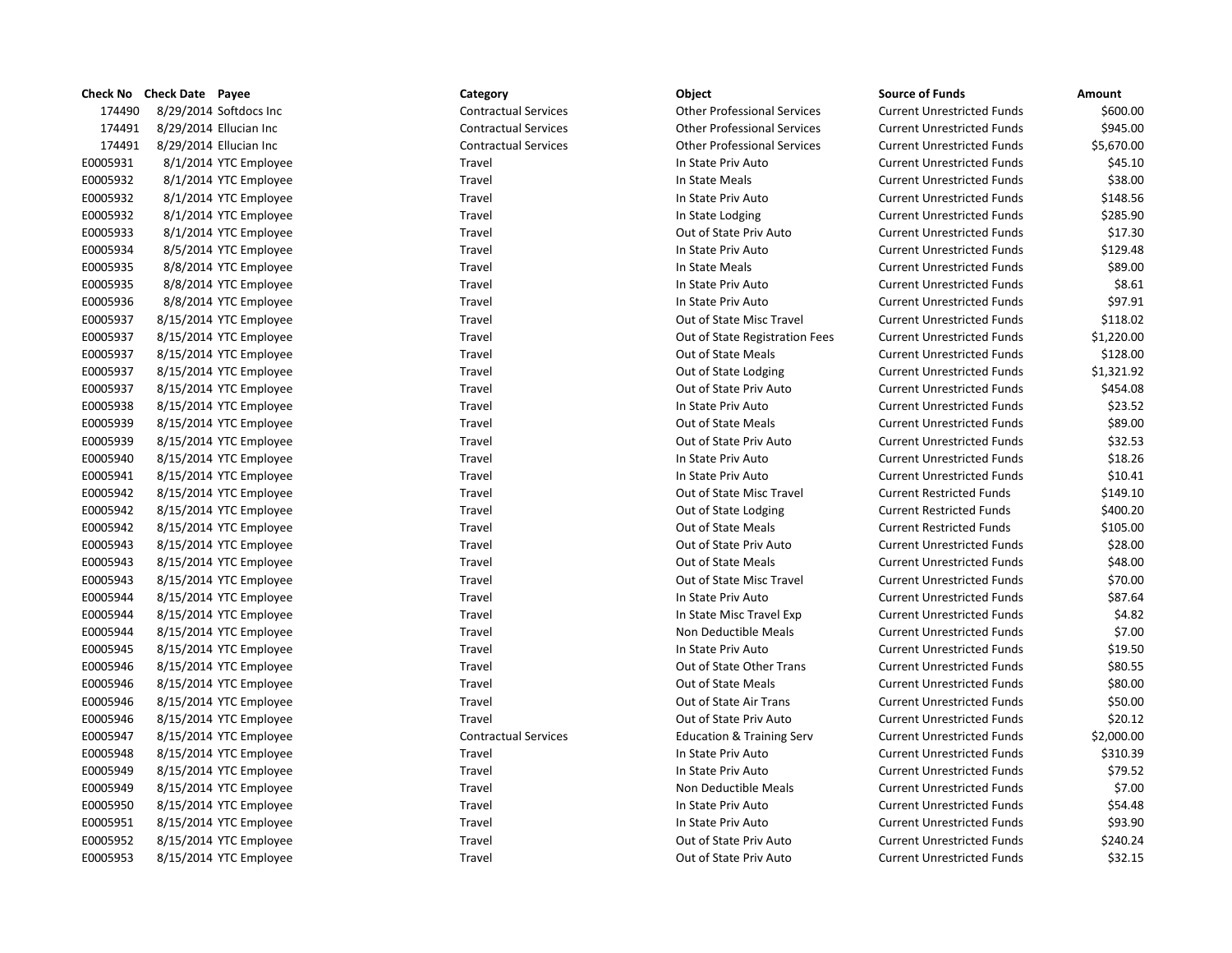| Check No | Check Date | Payee | Category | Object | Source of Funds | Amount |
|---|---|---|---|---|---|---|
| 174490 | 8/29/2014 | Softdocs Inc | Contractual Services | Other Professional Services | Current Unrestricted Funds | $600.00 |
| 174491 | 8/29/2014 | Ellucian Inc | Contractual Services | Other Professional Services | Current Unrestricted Funds | $945.00 |
| 174491 | 8/29/2014 | Ellucian Inc | Contractual Services | Other Professional Services | Current Unrestricted Funds | $5,670.00 |
| E0005931 | 8/1/2014 | YTC Employee | Travel | In State Priv Auto | Current Unrestricted Funds | $45.10 |
| E0005932 | 8/1/2014 | YTC Employee | Travel | In State Meals | Current Unrestricted Funds | $38.00 |
| E0005932 | 8/1/2014 | YTC Employee | Travel | In State Priv Auto | Current Unrestricted Funds | $148.56 |
| E0005932 | 8/1/2014 | YTC Employee | Travel | In State Lodging | Current Unrestricted Funds | $285.90 |
| E0005933 | 8/1/2014 | YTC Employee | Travel | Out of State Priv Auto | Current Unrestricted Funds | $17.30 |
| E0005934 | 8/5/2014 | YTC Employee | Travel | In State Priv Auto | Current Unrestricted Funds | $129.48 |
| E0005935 | 8/8/2014 | YTC Employee | Travel | In State Meals | Current Unrestricted Funds | $89.00 |
| E0005935 | 8/8/2014 | YTC Employee | Travel | In State Priv Auto | Current Unrestricted Funds | $8.61 |
| E0005936 | 8/8/2014 | YTC Employee | Travel | In State Priv Auto | Current Unrestricted Funds | $97.91 |
| E0005937 | 8/15/2014 | YTC Employee | Travel | Out of State Misc Travel | Current Unrestricted Funds | $118.02 |
| E0005937 | 8/15/2014 | YTC Employee | Travel | Out of State Registration Fees | Current Unrestricted Funds | $1,220.00 |
| E0005937 | 8/15/2014 | YTC Employee | Travel | Out of State Meals | Current Unrestricted Funds | $128.00 |
| E0005937 | 8/15/2014 | YTC Employee | Travel | Out of State Lodging | Current Unrestricted Funds | $1,321.92 |
| E0005937 | 8/15/2014 | YTC Employee | Travel | Out of State Priv Auto | Current Unrestricted Funds | $454.08 |
| E0005938 | 8/15/2014 | YTC Employee | Travel | In State Priv Auto | Current Unrestricted Funds | $23.52 |
| E0005939 | 8/15/2014 | YTC Employee | Travel | Out of State Meals | Current Unrestricted Funds | $89.00 |
| E0005939 | 8/15/2014 | YTC Employee | Travel | Out of State Priv Auto | Current Unrestricted Funds | $32.53 |
| E0005940 | 8/15/2014 | YTC Employee | Travel | In State Priv Auto | Current Unrestricted Funds | $18.26 |
| E0005941 | 8/15/2014 | YTC Employee | Travel | In State Priv Auto | Current Unrestricted Funds | $10.41 |
| E0005942 | 8/15/2014 | YTC Employee | Travel | Out of State Misc Travel | Current Restricted Funds | $149.10 |
| E0005942 | 8/15/2014 | YTC Employee | Travel | Out of State Lodging | Current Restricted Funds | $400.20 |
| E0005942 | 8/15/2014 | YTC Employee | Travel | Out of State Meals | Current Restricted Funds | $105.00 |
| E0005943 | 8/15/2014 | YTC Employee | Travel | Out of State Priv Auto | Current Unrestricted Funds | $28.00 |
| E0005943 | 8/15/2014 | YTC Employee | Travel | Out of State Meals | Current Unrestricted Funds | $48.00 |
| E0005943 | 8/15/2014 | YTC Employee | Travel | Out of State Misc Travel | Current Unrestricted Funds | $70.00 |
| E0005944 | 8/15/2014 | YTC Employee | Travel | In State Priv Auto | Current Unrestricted Funds | $87.64 |
| E0005944 | 8/15/2014 | YTC Employee | Travel | In State Misc Travel Exp | Current Unrestricted Funds | $4.82 |
| E0005944 | 8/15/2014 | YTC Employee | Travel | Non Deductible Meals | Current Unrestricted Funds | $7.00 |
| E0005945 | 8/15/2014 | YTC Employee | Travel | In State Priv Auto | Current Unrestricted Funds | $19.50 |
| E0005946 | 8/15/2014 | YTC Employee | Travel | Out of State Other Trans | Current Unrestricted Funds | $80.55 |
| E0005946 | 8/15/2014 | YTC Employee | Travel | Out of State Meals | Current Unrestricted Funds | $80.00 |
| E0005946 | 8/15/2014 | YTC Employee | Travel | Out of State Air Trans | Current Unrestricted Funds | $50.00 |
| E0005946 | 8/15/2014 | YTC Employee | Travel | Out of State Priv Auto | Current Unrestricted Funds | $20.12 |
| E0005947 | 8/15/2014 | YTC Employee | Contractual Services | Education & Training Serv | Current Unrestricted Funds | $2,000.00 |
| E0005948 | 8/15/2014 | YTC Employee | Travel | In State Priv Auto | Current Unrestricted Funds | $310.39 |
| E0005949 | 8/15/2014 | YTC Employee | Travel | In State Priv Auto | Current Unrestricted Funds | $79.52 |
| E0005949 | 8/15/2014 | YTC Employee | Travel | Non Deductible Meals | Current Unrestricted Funds | $7.00 |
| E0005950 | 8/15/2014 | YTC Employee | Travel | In State Priv Auto | Current Unrestricted Funds | $54.48 |
| E0005951 | 8/15/2014 | YTC Employee | Travel | In State Priv Auto | Current Unrestricted Funds | $93.90 |
| E0005952 | 8/15/2014 | YTC Employee | Travel | Out of State Priv Auto | Current Unrestricted Funds | $240.24 |
| E0005953 | 8/15/2014 | YTC Employee | Travel | Out of State Priv Auto | Current Unrestricted Funds | $32.15 |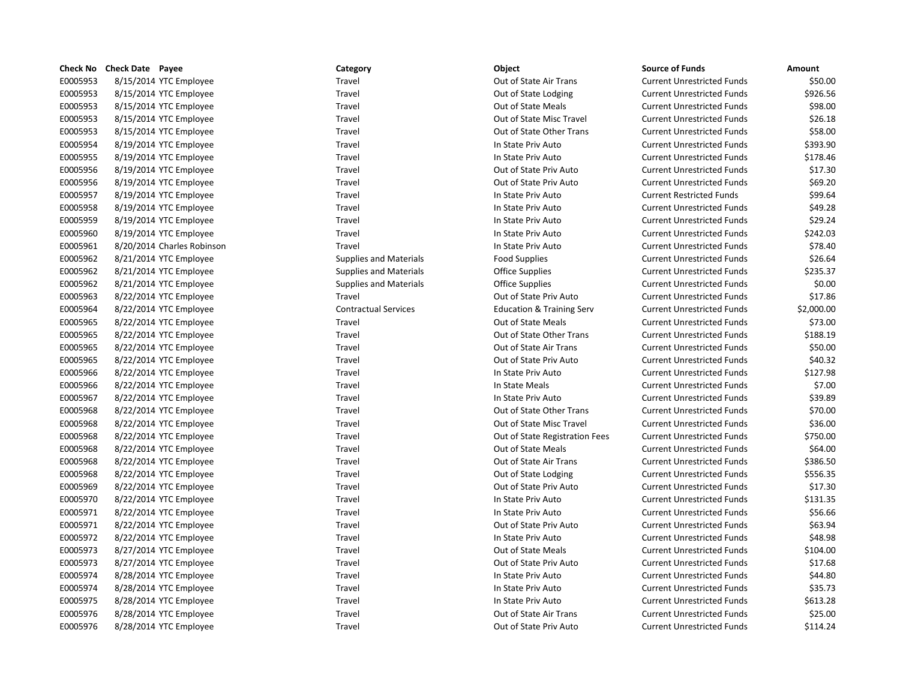| Check No | Check Date | Payee | Category | Object | Source of Funds | Amount |
|---|---|---|---|---|---|---|
| E0005953 | 8/15/2014 | YTC Employee | Travel | Out of State Air Trans | Current Unrestricted Funds | $50.00 |
| E0005953 | 8/15/2014 | YTC Employee | Travel | Out of State Lodging | Current Unrestricted Funds | $926.56 |
| E0005953 | 8/15/2014 | YTC Employee | Travel | Out of State Meals | Current Unrestricted Funds | $98.00 |
| E0005953 | 8/15/2014 | YTC Employee | Travel | Out of State Misc Travel | Current Unrestricted Funds | $26.18 |
| E0005953 | 8/15/2014 | YTC Employee | Travel | Out of State Other Trans | Current Unrestricted Funds | $58.00 |
| E0005954 | 8/19/2014 | YTC Employee | Travel | In State Priv Auto | Current Unrestricted Funds | $393.90 |
| E0005955 | 8/19/2014 | YTC Employee | Travel | In State Priv Auto | Current Unrestricted Funds | $178.46 |
| E0005956 | 8/19/2014 | YTC Employee | Travel | Out of State Priv Auto | Current Unrestricted Funds | $17.30 |
| E0005956 | 8/19/2014 | YTC Employee | Travel | Out of State Priv Auto | Current Unrestricted Funds | $69.20 |
| E0005957 | 8/19/2014 | YTC Employee | Travel | In State Priv Auto | Current Restricted Funds | $99.64 |
| E0005958 | 8/19/2014 | YTC Employee | Travel | In State Priv Auto | Current Unrestricted Funds | $49.28 |
| E0005959 | 8/19/2014 | YTC Employee | Travel | In State Priv Auto | Current Unrestricted Funds | $29.24 |
| E0005960 | 8/19/2014 | YTC Employee | Travel | In State Priv Auto | Current Unrestricted Funds | $242.03 |
| E0005961 | 8/20/2014 | Charles Robinson | Travel | In State Priv Auto | Current Unrestricted Funds | $78.40 |
| E0005962 | 8/21/2014 | YTC Employee | Supplies and Materials | Food Supplies | Current Unrestricted Funds | $26.64 |
| E0005962 | 8/21/2014 | YTC Employee | Supplies and Materials | Office Supplies | Current Unrestricted Funds | $235.37 |
| E0005962 | 8/21/2014 | YTC Employee | Supplies and Materials | Office Supplies | Current Unrestricted Funds | $0.00 |
| E0005963 | 8/22/2014 | YTC Employee | Travel | Out of State Priv Auto | Current Unrestricted Funds | $17.86 |
| E0005964 | 8/22/2014 | YTC Employee | Contractual Services | Education & Training Serv | Current Unrestricted Funds | $2,000.00 |
| E0005965 | 8/22/2014 | YTC Employee | Travel | Out of State Meals | Current Unrestricted Funds | $73.00 |
| E0005965 | 8/22/2014 | YTC Employee | Travel | Out of State Other Trans | Current Unrestricted Funds | $188.19 |
| E0005965 | 8/22/2014 | YTC Employee | Travel | Out of State Air Trans | Current Unrestricted Funds | $50.00 |
| E0005965 | 8/22/2014 | YTC Employee | Travel | Out of State Priv Auto | Current Unrestricted Funds | $40.32 |
| E0005966 | 8/22/2014 | YTC Employee | Travel | In State Priv Auto | Current Unrestricted Funds | $127.98 |
| E0005966 | 8/22/2014 | YTC Employee | Travel | In State Meals | Current Unrestricted Funds | $7.00 |
| E0005967 | 8/22/2014 | YTC Employee | Travel | In State Priv Auto | Current Unrestricted Funds | $39.89 |
| E0005968 | 8/22/2014 | YTC Employee | Travel | Out of State Other Trans | Current Unrestricted Funds | $70.00 |
| E0005968 | 8/22/2014 | YTC Employee | Travel | Out of State Misc Travel | Current Unrestricted Funds | $36.00 |
| E0005968 | 8/22/2014 | YTC Employee | Travel | Out of State Registration Fees | Current Unrestricted Funds | $750.00 |
| E0005968 | 8/22/2014 | YTC Employee | Travel | Out of State Meals | Current Unrestricted Funds | $64.00 |
| E0005968 | 8/22/2014 | YTC Employee | Travel | Out of State Air Trans | Current Unrestricted Funds | $386.50 |
| E0005968 | 8/22/2014 | YTC Employee | Travel | Out of State Lodging | Current Unrestricted Funds | $556.35 |
| E0005969 | 8/22/2014 | YTC Employee | Travel | Out of State Priv Auto | Current Unrestricted Funds | $17.30 |
| E0005970 | 8/22/2014 | YTC Employee | Travel | In State Priv Auto | Current Unrestricted Funds | $131.35 |
| E0005971 | 8/22/2014 | YTC Employee | Travel | In State Priv Auto | Current Unrestricted Funds | $56.66 |
| E0005971 | 8/22/2014 | YTC Employee | Travel | Out of State Priv Auto | Current Unrestricted Funds | $63.94 |
| E0005972 | 8/22/2014 | YTC Employee | Travel | In State Priv Auto | Current Unrestricted Funds | $48.98 |
| E0005973 | 8/27/2014 | YTC Employee | Travel | Out of State Meals | Current Unrestricted Funds | $104.00 |
| E0005973 | 8/27/2014 | YTC Employee | Travel | Out of State Priv Auto | Current Unrestricted Funds | $17.68 |
| E0005974 | 8/28/2014 | YTC Employee | Travel | In State Priv Auto | Current Unrestricted Funds | $44.80 |
| E0005974 | 8/28/2014 | YTC Employee | Travel | In State Priv Auto | Current Unrestricted Funds | $35.73 |
| E0005975 | 8/28/2014 | YTC Employee | Travel | In State Priv Auto | Current Unrestricted Funds | $613.28 |
| E0005976 | 8/28/2014 | YTC Employee | Travel | Out of State Air Trans | Current Unrestricted Funds | $25.00 |
| E0005976 | 8/28/2014 | YTC Employee | Travel | Out of State Priv Auto | Current Unrestricted Funds | $114.24 |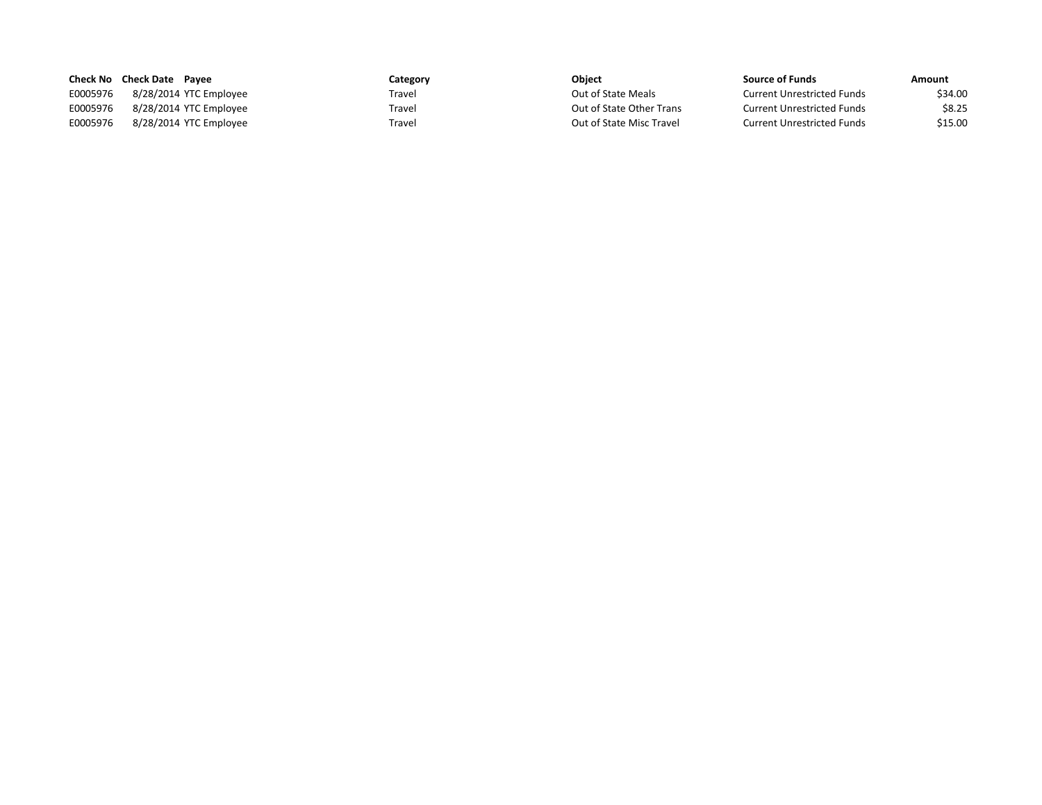| Check No | Check Date | Payee | Category | Object | Source of Funds | Amount |
| --- | --- | --- | --- | --- | --- | --- |
| E0005976 | 8/28/2014 | YTC Employee | Travel | Out of State Meals | Current Unrestricted Funds | $34.00 |
| E0005976 | 8/28/2014 | YTC Employee | Travel | Out of State Other Trans | Current Unrestricted Funds | $8.25 |
| E0005976 | 8/28/2014 | YTC Employee | Travel | Out of State Misc Travel | Current Unrestricted Funds | $15.00 |